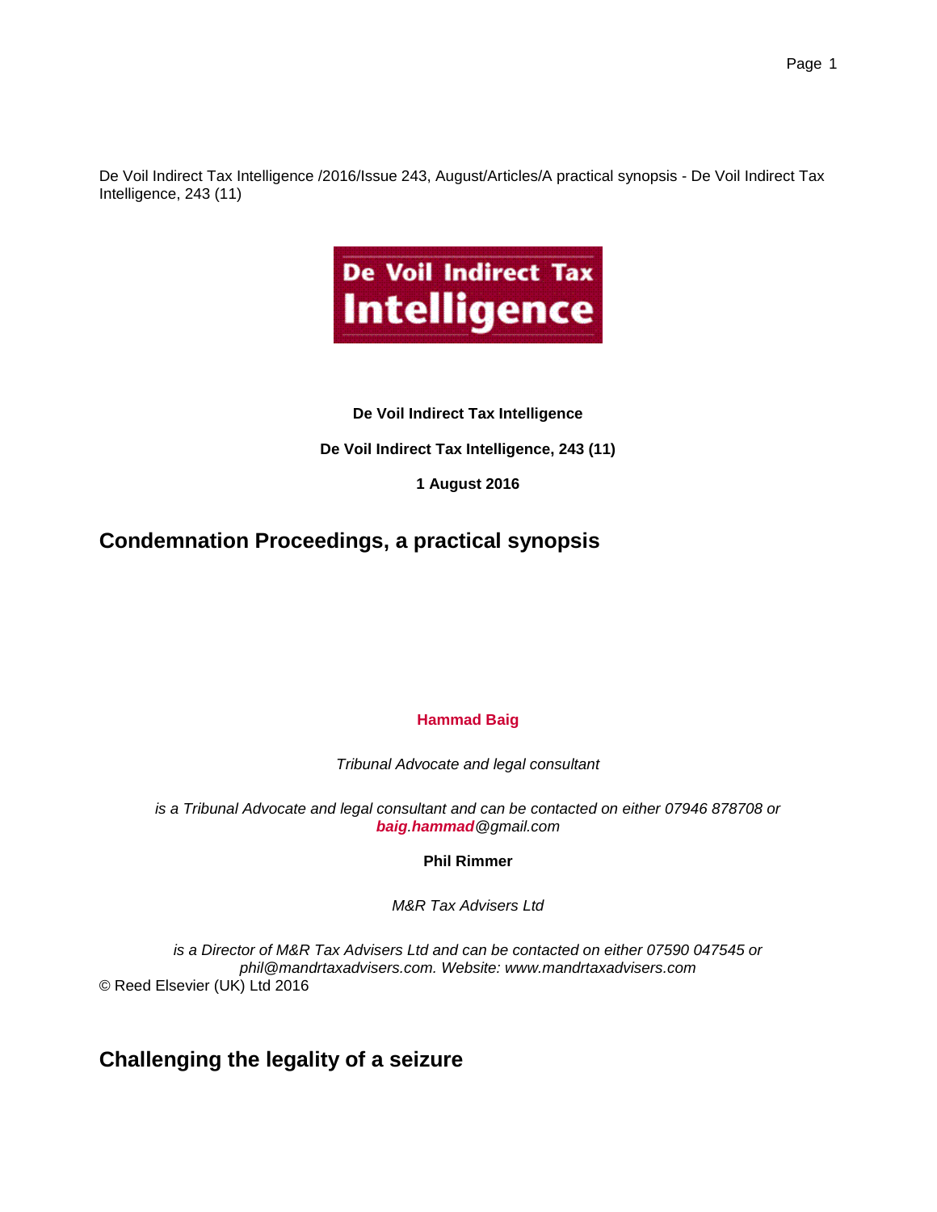De Voil Indirect Tax Intelligence /2016/Issue 243, August/Articles/A practical synopsis - De Voil Indirect Tax Intelligence, 243 (11)

**De Voil Indirect Tax Intelligence**

**De Voil Indirect Tax Intelligence, 243 (11)**

**1 August 2016**

# Condemnation Proceedings, a practical synopsis

**Hammad Baig**

*Tribunal Advocate and legal consultant*

*is a Tribunal Advocate and legal consultant and can be contacted on either 07946 878708 or **baig.hammad**@gmail.com*

**Phil Rimmer**

*M&R Tax Advisers Ltd*

*is a Director of M&R Tax Advisers Ltd and can be contacted on either 07590 047545 or phil@mandrtaxadvisers.com. Website: www.mandrtaxadvisers.com*

© Reed Elsevier (UK) Ltd 2016

## Challenging the legality of a seizure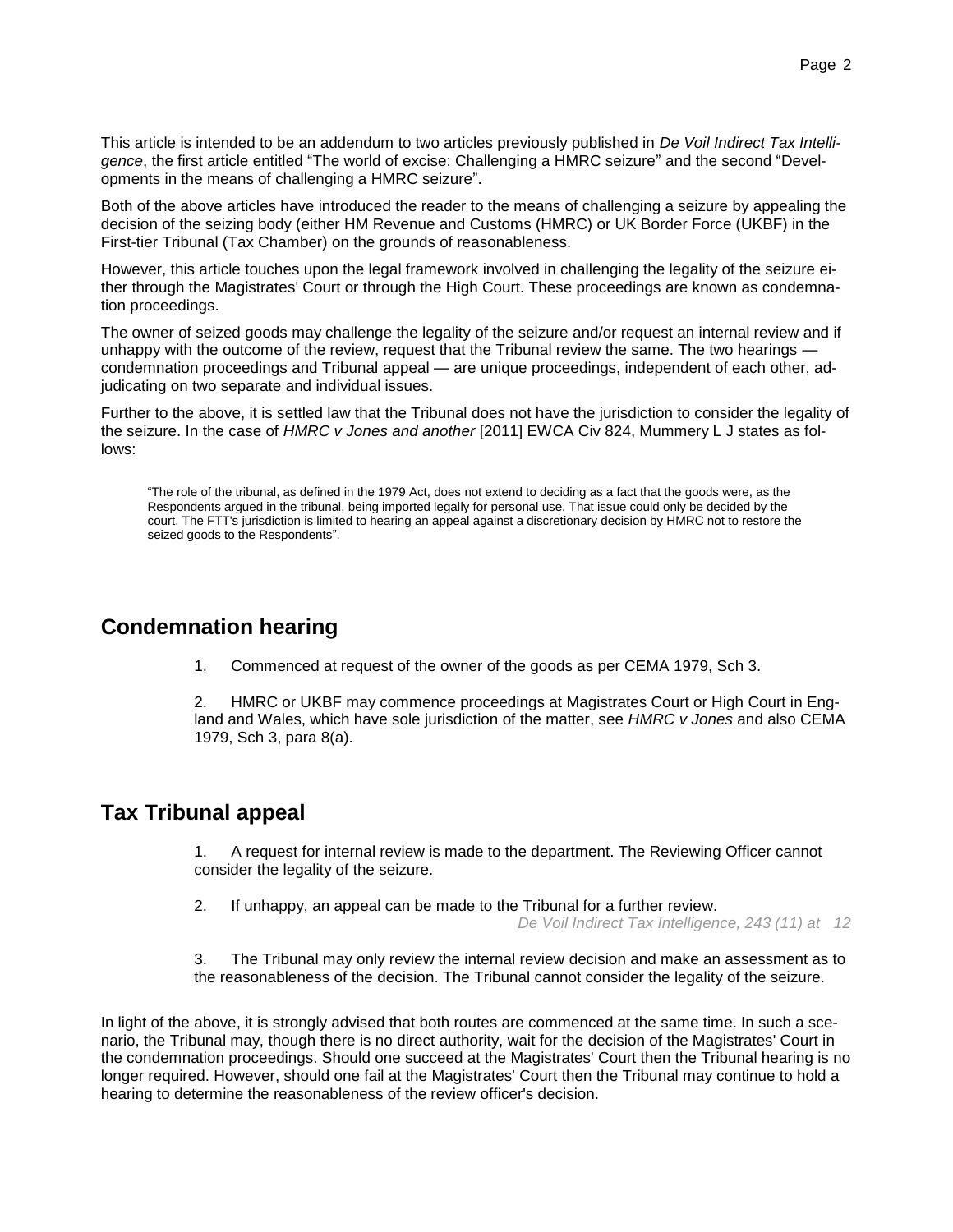This article is intended to be an addendum to two articles previously published in *De Voil Indirect Tax Intelligence*, the first article entitled "The world of excise: Challenging a HMRC seizure" and the second "Developments in the means of challenging a HMRC seizure".

Both of the above articles have introduced the reader to the means of challenging a seizure by appealing the decision of the seizing body (either HM Revenue and Customs (HMRC) or UK Border Force (UKBF) in the First-tier Tribunal (Tax Chamber) on the grounds of reasonableness.

However, this article touches upon the legal framework involved in challenging the legality of the seizure either through the Magistrates' Court or through the High Court. These proceedings are known as condemnation proceedings.

The owner of seized goods may challenge the legality of the seizure and/or request an internal review and if unhappy with the outcome of the review, request that the Tribunal review the same. The two hearings — condemnation proceedings and Tribunal appeal — are unique proceedings, independent of each other, adjudicating on two separate and individual issues.

Further to the above, it is settled law that the Tribunal does not have the jurisdiction to consider the legality of the seizure. In the case of *HMRC v Jones and another* [2011] EWCA Civ 824, Mummery L J states as follows:

> "The role of the tribunal, as defined in the 1979 Act, does not extend to deciding as a fact that the goods were, as the Respondents argued in the tribunal, being imported legally for personal use. That issue could only be decided by the court. The FTT's jurisdiction is limited to hearing an appeal against a discretionary decision by HMRC not to restore the seized goods to the Respondents".

## Condemnation hearing

1. Commenced at request of the owner of the goods as per CEMA 1979, Sch 3.

2. HMRC or UKBF may commence proceedings at Magistrates Court or High Court in England and Wales, which have sole jurisdiction of the matter, see *HMRC v Jones* and also CEMA 1979, Sch 3, para 8(a).

## Tax Tribunal appeal

1. A request for internal review is made to the department. The Reviewing Officer cannot consider the legality of the seizure.

2. If unhappy, an appeal can be made to the Tribunal for a further review.

3. The Tribunal may only review the internal review decision and make an assessment as to the reasonableness of the decision. The Tribunal cannot consider the legality of the seizure.

In light of the above, it is strongly advised that both routes are commenced at the same time. In such a scenario, the Tribunal may, though there is no direct authority, wait for the decision of the Magistrates' Court in the condemnation proceedings. Should one succeed at the Magistrates' Court then the Tribunal hearing is no longer required. However, should one fail at the Magistrates' Court then the Tribunal may continue to hold a hearing to determine the reasonableness of the review officer's decision.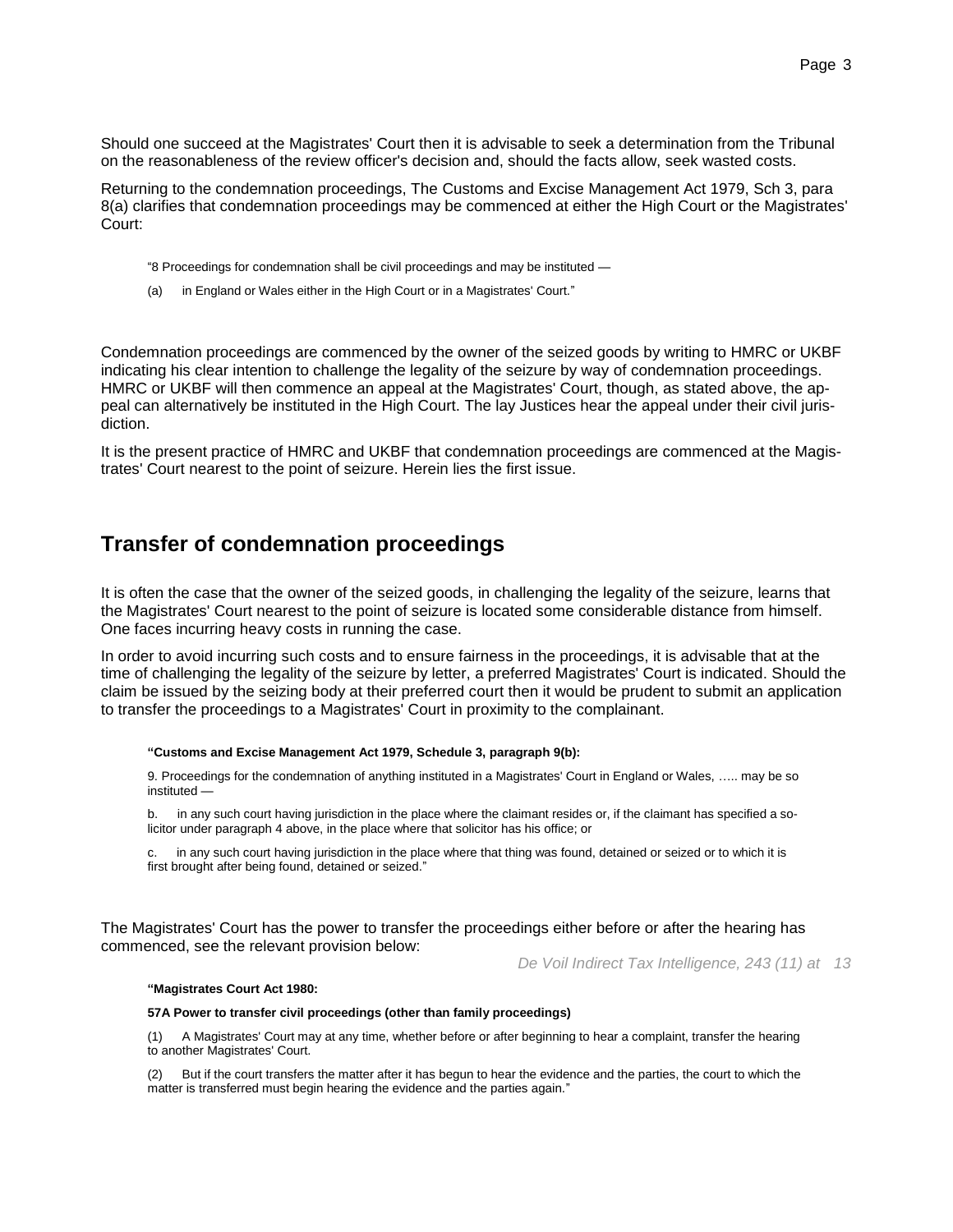Should one succeed at the Magistrates' Court then it is advisable to seek a determination from the Tribunal on the reasonableness of the review officer's decision and, should the facts allow, seek wasted costs.

Returning to the condemnation proceedings, The Customs and Excise Management Act 1979, Sch 3, para 8(a) clarifies that condemnation proceedings may be commenced at either the High Court or the Magistrates' Court:

> "8 Proceedings for condemnation shall be civil proceedings and may be instituted —
>
> (a) in England or Wales either in the High Court or in a Magistrates' Court."

Condemnation proceedings are commenced by the owner of the seized goods by writing to HMRC or UKBF indicating his clear intention to challenge the legality of the seizure by way of condemnation proceedings. HMRC or UKBF will then commence an appeal at the Magistrates' Court, though, as stated above, the appeal can alternatively be instituted in the High Court. The lay Justices hear the appeal under their civil jurisdiction.

It is the present practice of HMRC and UKBF that condemnation proceedings are commenced at the Magistrates' Court nearest to the point of seizure. Herein lies the first issue.

## Transfer of condemnation proceedings

It is often the case that the owner of the seized goods, in challenging the legality of the seizure, learns that the Magistrates' Court nearest to the point of seizure is located some considerable distance from himself. One faces incurring heavy costs in running the case.

In order to avoid incurring such costs and to ensure fairness in the proceedings, it is advisable that at the time of challenging the legality of the seizure by letter, a preferred Magistrates' Court is indicated. Should the claim be issued by the seizing body at their preferred court then it would be prudent to submit an application to transfer the proceedings to a Magistrates' Court in proximity to the complainant.

> **"Customs and Excise Management Act 1979, Schedule 3, paragraph 9(b):**
>
> 9. Proceedings for the condemnation of anything instituted in a Magistrates' Court in England or Wales, ….. may be so instituted —
>
> b. in any such court having jurisdiction in the place where the claimant resides or, if the claimant has specified a solicitor under paragraph 4 above, in the place where that solicitor has his office; or
>
> c. in any such court having jurisdiction in the place where that thing was found, detained or seized or to which it is first brought after being found, detained or seized."

The Magistrates' Court has the power to transfer the proceedings either before or after the hearing has commenced, see the relevant provision below:

> **"Magistrates Court Act 1980:**
>
> **57A Power to transfer civil proceedings (other than family proceedings)**
>
> (1) A Magistrates' Court may at any time, whether before or after beginning to hear a complaint, transfer the hearing to another Magistrates' Court.
>
> (2) But if the court transfers the matter after it has begun to hear the evidence and the parties, the court to which the matter is transferred must begin hearing the evidence and the parties again."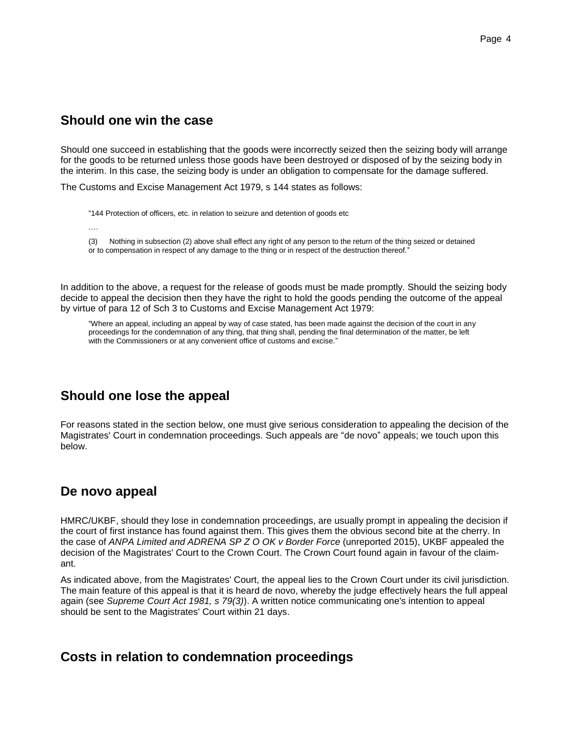## Should one win the case

Should one succeed in establishing that the goods were incorrectly seized then the seizing body will arrange for the goods to be returned unless those goods have been destroyed or disposed of by the seizing body in the interim. In this case, the seizing body is under an obligation to compensate for the damage suffered.

The Customs and Excise Management Act 1979, s 144 states as follows:

> "144 Protection of officers, etc. in relation to seizure and detention of goods etc
>
> ….
>
> (3) Nothing in subsection (2) above shall effect any right of any person to the return of the thing seized or detained or to compensation in respect of any damage to the thing or in respect of the destruction thereof."

In addition to the above, a request for the release of goods must be made promptly. Should the seizing body decide to appeal the decision then they have the right to hold the goods pending the outcome of the appeal by virtue of para 12 of Sch 3 to Customs and Excise Management Act 1979:

> "Where an appeal, including an appeal by way of case stated, has been made against the decision of the court in any proceedings for the condemnation of any thing, that thing shall, pending the final determination of the matter, be left with the Commissioners or at any convenient office of customs and excise."

## Should one lose the appeal

For reasons stated in the section below, one must give serious consideration to appealing the decision of the Magistrates' Court in condemnation proceedings. Such appeals are "de novo" appeals; we touch upon this below.

## De novo appeal

HMRC/UKBF, should they lose in condemnation proceedings, are usually prompt in appealing the decision if the court of first instance has found against them. This gives them the obvious second bite at the cherry. In the case of *ANPA Limited and ADRENA SP Z O OK v Border Force* (unreported 2015), UKBF appealed the decision of the Magistrates' Court to the Crown Court. The Crown Court found again in favour of the claimant.

As indicated above, from the Magistrates' Court, the appeal lies to the Crown Court under its civil jurisdiction. The main feature of this appeal is that it is heard de novo, whereby the judge effectively hears the full appeal again (see *Supreme Court Act 1981, s 79(3)*). A written notice communicating one's intention to appeal should be sent to the Magistrates' Court within 21 days.

## Costs in relation to condemnation proceedings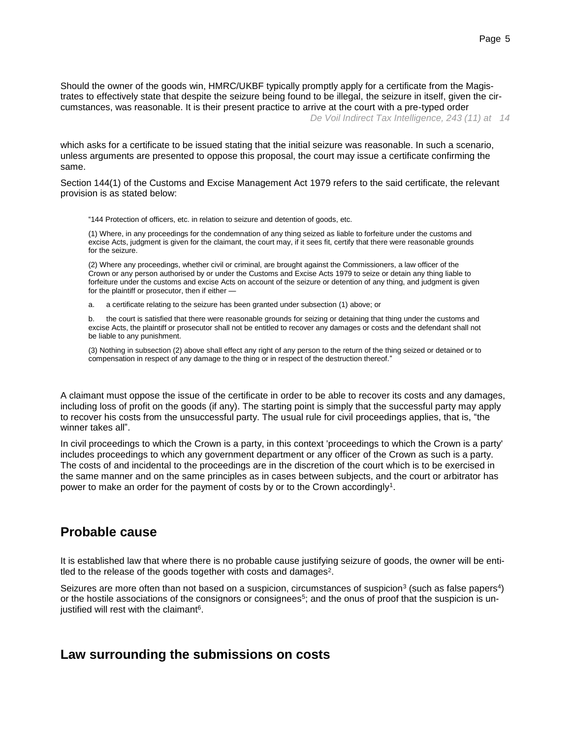Should the owner of the goods win, HMRC/UKBF typically promptly apply for a certificate from the Magistrates to effectively state that despite the seizure being found to be illegal, the seizure in itself, given the circumstances, was reasonable. It is their present practice to arrive at the court with a pre-typed order

*De Voil Indirect Tax Intelligence, 243 (11) at 14*

which asks for a certificate to be issued stating that the initial seizure was reasonable. In such a scenario, unless arguments are presented to oppose this proposal, the court may issue a certificate confirming the same.

Section 144(1) of the Customs and Excise Management Act 1979 refers to the said certificate, the relevant provision is as stated below:

> "144 Protection of officers, etc. in relation to seizure and detention of goods, etc.
>
> (1) Where, in any proceedings for the condemnation of any thing seized as liable to forfeiture under the customs and excise Acts, judgment is given for the claimant, the court may, if it sees fit, certify that there were reasonable grounds for the seizure.
>
> (2) Where any proceedings, whether civil or criminal, are brought against the Commissioners, a law officer of the Crown or any person authorised by or under the Customs and Excise Acts 1979 to seize or detain any thing liable to forfeiture under the customs and excise Acts on account of the seizure or detention of any thing, and judgment is given for the plaintiff or prosecutor, then if either —
>
> a. a certificate relating to the seizure has been granted under subsection (1) above; or
>
> b. the court is satisfied that there were reasonable grounds for seizing or detaining that thing under the customs and excise Acts, the plaintiff or prosecutor shall not be entitled to recover any damages or costs and the defendant shall not be liable to any punishment.
>
> (3) Nothing in subsection (2) above shall effect any right of any person to the return of the thing seized or detained or to compensation in respect of any damage to the thing or in respect of the destruction thereof."

A claimant must oppose the issue of the certificate in order to be able to recover its costs and any damages, including loss of profit on the goods (if any). The starting point is simply that the successful party may apply to recover his costs from the unsuccessful party. The usual rule for civil proceedings applies, that is, "the winner takes all".

In civil proceedings to which the Crown is a party, in this context 'proceedings to which the Crown is a party' includes proceedings to which any government department or any officer of the Crown as such is a party. The costs of and incidental to the proceedings are in the discretion of the court which is to be exercised in the same manner and on the same principles as in cases between subjects, and the court or arbitrator has power to make an order for the payment of costs by or to the Crown accordingly[1].

## Probable cause

It is established law that where there is no probable cause justifying seizure of goods, the owner will be entitled to the release of the goods together with costs and damages[2].

Seizures are more often than not based on a suspicion, circumstances of suspicion[3] (such as false papers[4]) or the hostile associations of the consignors or consignees[5]; and the onus of proof that the suspicion is unjustified will rest with the claimant[6].

## Law surrounding the submissions on costs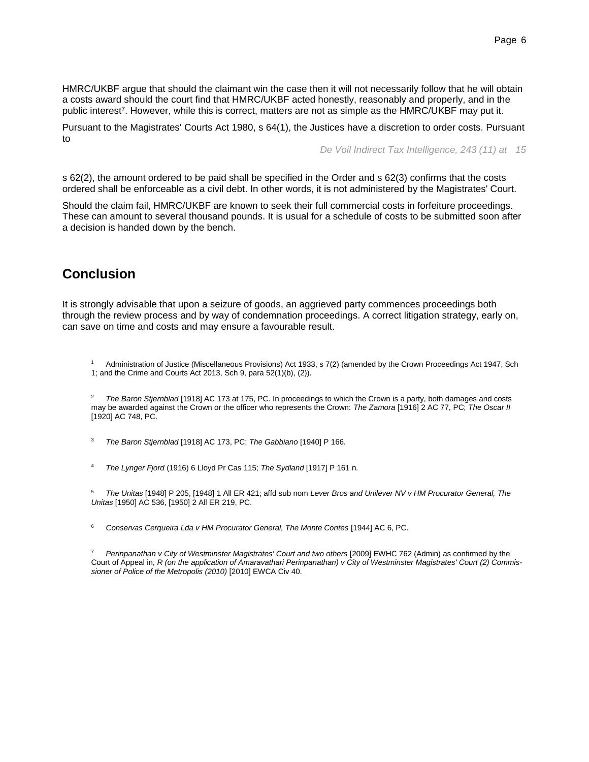HMRC/UKBF argue that should the claimant win the case then it will not necessarily follow that he will obtain a costs award should the court find that HMRC/UKBF acted honestly, reasonably and properly, and in the public interest[7]. However, while this is correct, matters are not as simple as the HMRC/UKBF may put it.

Pursuant to the Magistrates' Courts Act 1980, s 64(1), the Justices have a discretion to order costs. Pursuant to s 62(2), the amount ordered to be paid shall be specified in the Order and s 62(3) confirms that the costs ordered shall be enforceable as a civil debt. In other words, it is not administered by the Magistrates' Court.

Should the claim fail, HMRC/UKBF are known to seek their full commercial costs in forfeiture proceedings. These can amount to several thousand pounds. It is usual for a schedule of costs to be submitted soon after a decision is handed down by the bench.

## Conclusion

It is strongly advisable that upon a seizure of goods, an aggrieved party commences proceedings both through the review process and by way of condemnation proceedings. A correct litigation strategy, early on, can save on time and costs and may ensure a favourable result.

[1] Administration of Justice (Miscellaneous Provisions) Act 1933, s 7(2) (amended by the Crown Proceedings Act 1947, Sch 1; and the Crime and Courts Act 2013, Sch 9, para 52(1)(b), (2)).

[2] *The Baron Stjernblad* [1918] AC 173 at 175, PC. In proceedings to which the Crown is a party, both damages and costs may be awarded against the Crown or the officer who represents the Crown: *The Zamora* [1916] 2 AC 77, PC; *The Oscar II* [1920] AC 748, PC.

[3] *The Baron Stjernblad* [1918] AC 173, PC; *The Gabbiano* [1940] P 166.

[4] *The Lynger Fjord* (1916) 6 Lloyd Pr Cas 115; *The Sydland* [1917] P 161 n.

[5] *The Unitas* [1948] P 205, [1948] 1 All ER 421; affd sub nom *Lever Bros and Unilever NV v HM Procurator General, The Unitas* [1950] AC 536, [1950] 2 All ER 219, PC.

[6] *Conservas Cerqueira Lda v HM Procurator General, The Monte Contes* [1944] AC 6, PC.

[7] *Perinpanathan v City of Westminster Magistrates' Court and two others* [2009] EWHC 762 (Admin) as confirmed by the Court of Appeal in, *R (on the application of Amaravathari Perinpanathan) v City of Westminster Magistrates' Court (2) Commissioner of Police of the Metropolis (2010)* [2010] EWCA Civ 40.